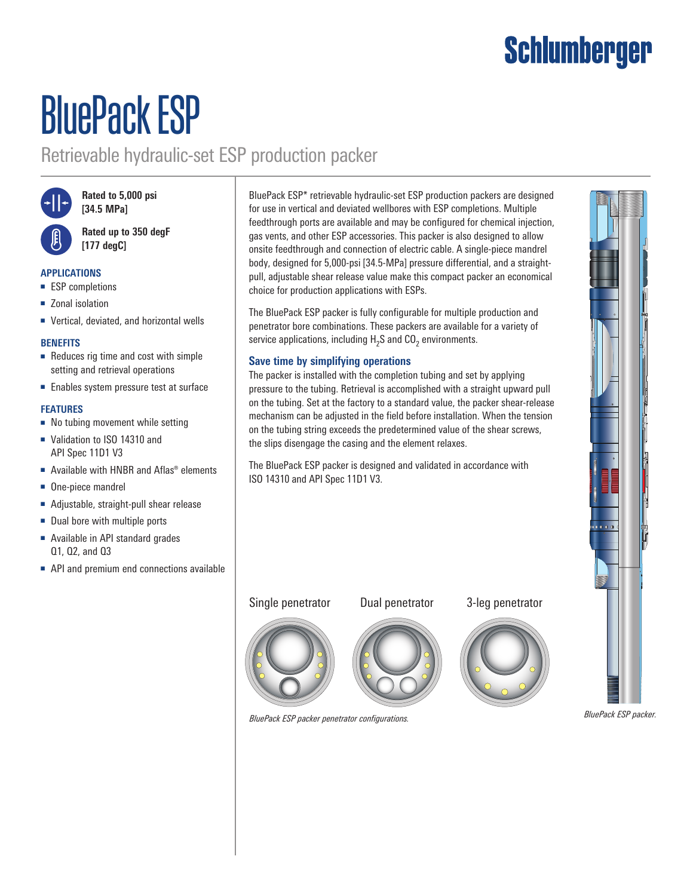# BluePack ESP

## Retrievable hydraulic-set ESP production packer

**Rated to 5,000 psi [34.5 MPa]**

**Rated up to 350 degF [177 degC]**

### APPLICATIONS

- ESP completions
- Zonal isolation
- Vertical, deviated, and horizontal wells

### BENEFITS

- Reduces rig time and cost with simple setting and retrieval operations
- Enables system pressure test at surface

### FEATURES

- No tubing movement while setting
- Validation to ISO 14310 and API Spec 11D1 V3
- Available with HNBR and Aflas® elements
- One-piece mandrel
- Adjustable, straight-pull shear release
- Dual bore with multiple ports
- Available in API standard grades Q1, Q2, and Q3
- API and premium end connections available

BluePack ESP* retrievable hydraulic-set ESP production packers are designed for use in vertical and deviated wellbores with ESP completions. Multiple feedthrough ports are available and may be configured for chemical injection, gas vents, and other ESP accessories. This packer is also designed to allow onsite feedthrough and connection of electric cable. A single-piece mandrel body, designed for 5,000-psi [34.5-MPa] pressure differential, and a straight-pull, adjustable shear release value make this compact packer an economical choice for production applications with ESPs.

The BluePack ESP packer is fully configurable for multiple production and penetrator bore combinations. These packers are available for a variety of service applications, including $H_2S$ and $CO_2$ environments.

### Save time by simplifying operations

The packer is installed with the completion tubing and set by applying pressure to the tubing. Retrieval is accomplished with a straight upward pull on the tubing. Set at the factory to a standard value, the packer shear-release mechanism can be adjusted in the field before installation. When the tension on the tubing string exceeds the predetermined value of the shear screws, the slips disengage the casing and the element relaxes.

The BluePack ESP packer is designed and validated in accordance with ISO 14310 and API Spec 11D1 V3.

Single penetrator | Dual penetrator | 3-leg penetrator

*BluePack ESP packer penetrator configurations.*

*BluePack ESP packer.*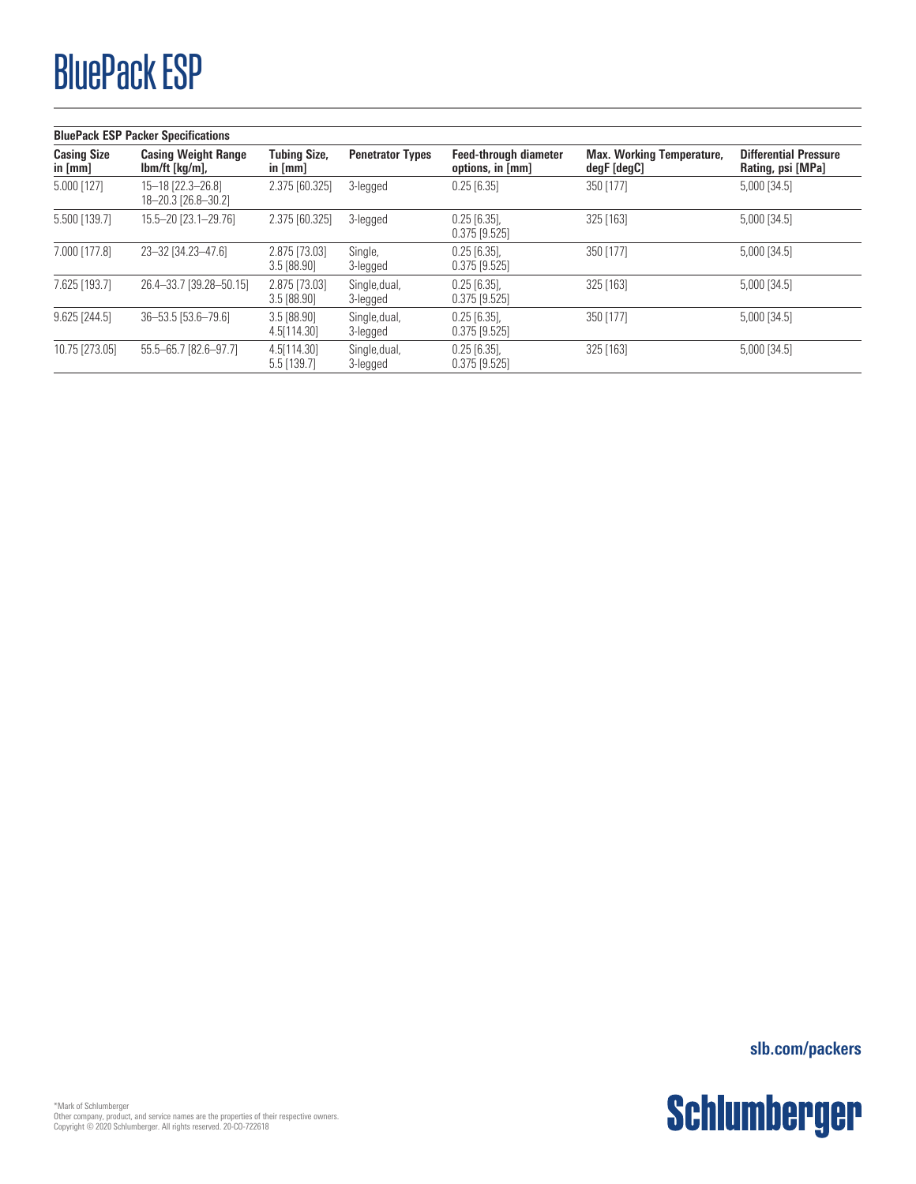# BluePack ESP

**BluePack ESP Packer Specifications**

| Casing Size in [mm] | Casing Weight Range lbm/ft [kg/m], | Tubing Size, in [mm] | Penetrator Types | Feed-through diameter options, in [mm] | Max. Working Temperature, degF [degC] | Differential Pressure Rating, psi [MPa] |
|---|---|---|---|---|---|---|
| 5.000 [127] | 15–18 [22.3–26.8] 18–20.3 [26.8–30.2] | 2.375 [60.325] | 3-legged | 0.25 [6.35] | 350 [177] | 5,000 [34.5] |
| 5.500 [139.7] | 15.5–20 [23.1–29.76] | 2.375 [60.325] | 3-legged | 0.25 [6.35], 0.375 [9.525] | 325 [163] | 5,000 [34.5] |
| 7.000 [177.8] | 23–32 [34.23–47.6] | 2.875 [73.03] 3.5 [88.90] | Single, 3-legged | 0.25 [6.35], 0.375 [9.525] | 350 [177] | 5,000 [34.5] |
| 7.625 [193.7] | 26.4–33.7 [39.28–50.15] | 2.875 [73.03] 3.5 [88.90] | Single,dual, 3-legged | 0.25 [6.35], 0.375 [9.525] | 325 [163] | 5,000 [34.5] |
| 9.625 [244.5] | 36–53.5 [53.6–79.6] | 3.5 [88.90] 4.5[114.30] | Single,dual, 3-legged | 0.25 [6.35], 0.375 [9.525] | 350 [177] | 5,000 [34.5] |
| 10.75 [273.05] | 55.5–65.7 [82.6–97.7] | 4.5[114.30] 5.5 [139.7] | Single,dual, 3-legged | 0.25 [6.35], 0.375 [9.525] | 325 [163] | 5,000 [34.5] |

**slb.com/packers**

*Mark of Schlumberger
Other company, product, and service names are the properties of their respective owners.
Copyright © 2020 Schlumberger. All rights reserved. 20-CO-722618

Schlumberger